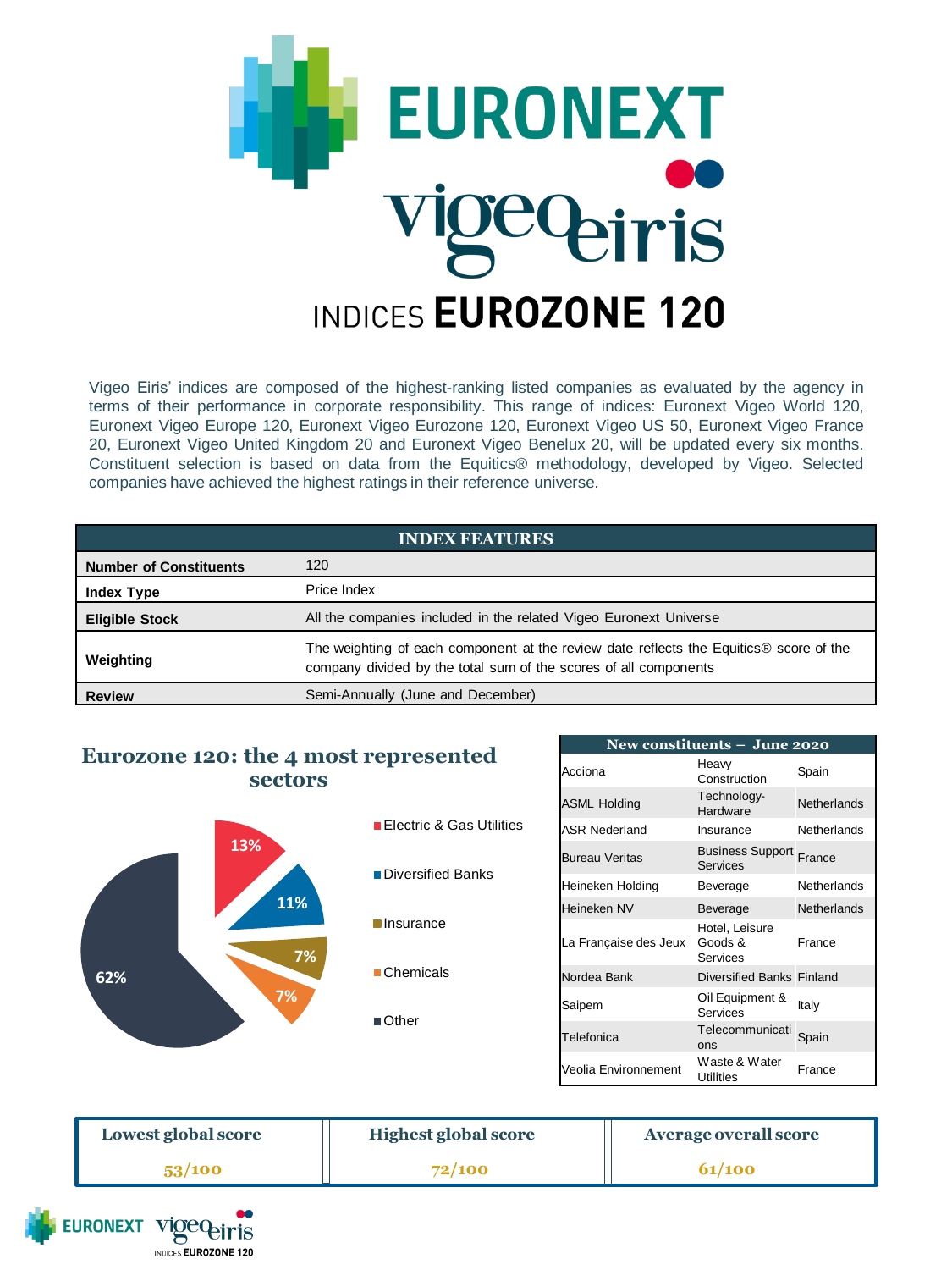# EURONEXT vigeo eiris

## INDICES EUROZONE 120

Vigeo Eiris' indices are composed of the highest-ranking listed companies as evaluated by the agency in terms of their performance in corporate responsibility. This range of indices: Euronext Vigeo World 120, Euronext Vigeo Europe 120, Euronext Vigeo Eurozone 120, Euronext Vigeo US 50, Euronext Vigeo France 20, Euronext Vigeo United Kingdom 20 and Euronext Vigeo Benelux 20, will be updated every six months. Constituent selection is based on data from the Equitics® methodology, developed by Vigeo. Selected companies have achieved the highest ratings in their reference universe.

| INDEX FEATURES | |
|---|---|
| **Number of Constituents** | 120 |
| **Index Type** | Price Index |
| **Eligible Stock** | All the companies included in the related Vigeo Euronext Universe |
| **Weighting** | The weighting of each component at the review date reflects the Equitics® score of the company divided by the total sum of the scores of all components |
| **Review** | Semi-Annually (June and December) |

## Eurozone 120: the 4 most represented sectors

| Sector | Share |
|---|---|
| Electric & Gas Utilities | 13% |
| Diversified Banks | 11% |
| Insurance | 7% |
| Chemicals | 7% |
| Other | 62% |

| New constituents – June 2020 | | |
|---|---|---|
| Acciona | Heavy Construction | Spain |
| ASML Holding | Technology-Hardware | Netherlands |
| ASR Nederland | Insurance | Netherlands |
| Bureau Veritas | Business Support Services | France |
| Heineken Holding | Beverage | Netherlands |
| Heineken NV | Beverage | Netherlands |
| La Française des Jeux | Hotel, Leisure Goods & Services | France |
| Nordea Bank | Diversified Banks | Finland |
| Saipem | Oil Equipment & Services | Italy |
| Telefonica | Telecommunications | Spain |
| Veolia Environnement | Waste & Water Utilities | France |

| Lowest global score | Highest global score | Average overall score |
|---|---|---|
| 53/100 | 72/100 | 61/100 |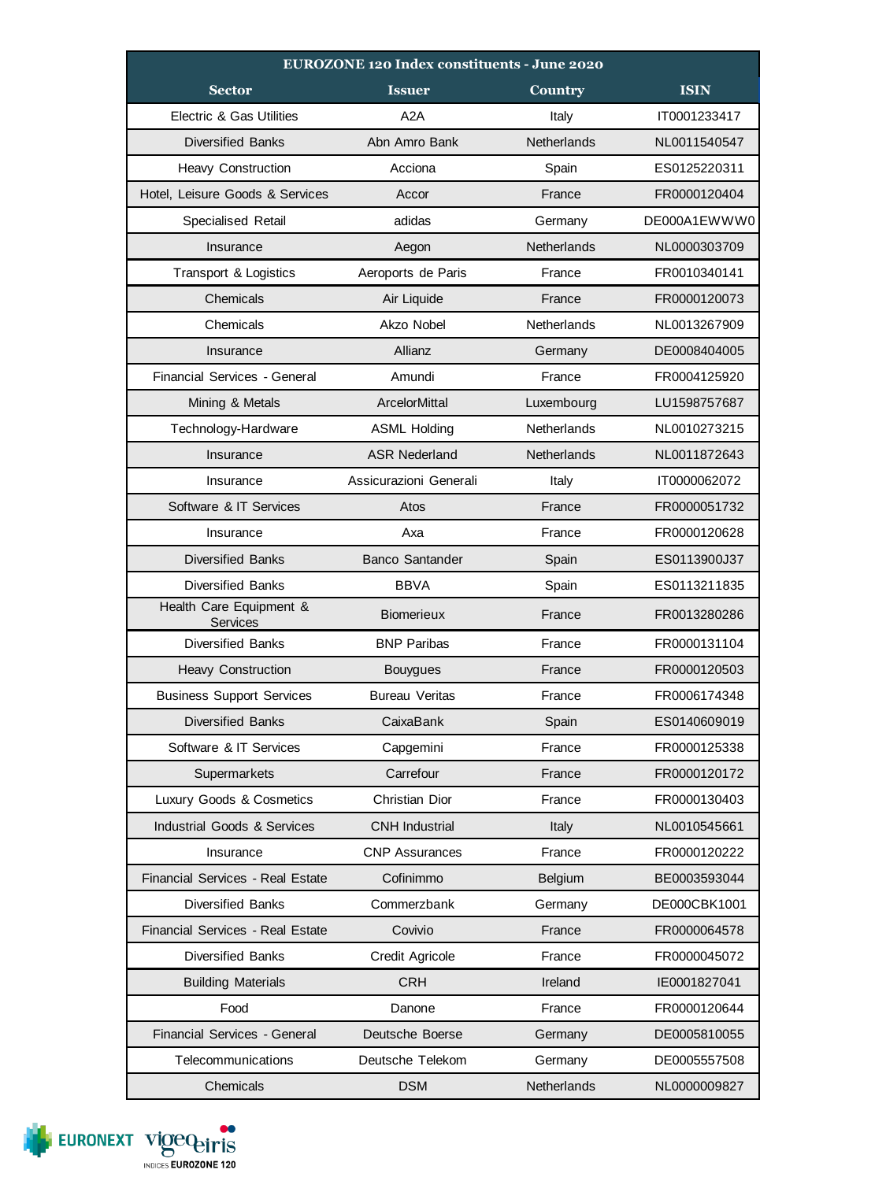| EUROZONE 120 Index constituents - June 2020 | | | |
|---|---|---|---|
| **Sector** | **Issuer** | **Country** | **ISIN** |
| Electric & Gas Utilities | A2A | Italy | IT0001233417 |
| Diversified Banks | Abn Amro Bank | Netherlands | NL0011540547 |
| Heavy Construction | Acciona | Spain | ES0125220311 |
| Hotel, Leisure Goods & Services | Accor | France | FR0000120404 |
| Specialised Retail | adidas | Germany | DE000A1EWWW0 |
| Insurance | Aegon | Netherlands | NL0000303709 |
| Transport & Logistics | Aeroports de Paris | France | FR0010340141 |
| Chemicals | Air Liquide | France | FR0000120073 |
| Chemicals | Akzo Nobel | Netherlands | NL0013267909 |
| Insurance | Allianz | Germany | DE0008404005 |
| Financial Services - General | Amundi | France | FR0004125920 |
| Mining & Metals | ArcelorMittal | Luxembourg | LU1598757687 |
| Technology-Hardware | ASML Holding | Netherlands | NL0010273215 |
| Insurance | ASR Nederland | Netherlands | NL0011872643 |
| Insurance | Assicurazioni Generali | Italy | IT0000062072 |
| Software & IT Services | Atos | France | FR0000051732 |
| Insurance | Axa | France | FR0000120628 |
| Diversified Banks | Banco Santander | Spain | ES0113900J37 |
| Diversified Banks | BBVA | Spain | ES0113211835 |
| Health Care Equipment & Services | Biomerieux | France | FR0013280286 |
| Diversified Banks | BNP Paribas | France | FR0000131104 |
| Heavy Construction | Bouygues | France | FR0000120503 |
| Business Support Services | Bureau Veritas | France | FR0006174348 |
| Diversified Banks | CaixaBank | Spain | ES0140609019 |
| Software & IT Services | Capgemini | France | FR0000125338 |
| Supermarkets | Carrefour | France | FR0000120172 |
| Luxury Goods & Cosmetics | Christian Dior | France | FR0000130403 |
| Industrial Goods & Services | CNH Industrial | Italy | NL0010545661 |
| Insurance | CNP Assurances | France | FR0000120222 |
| Financial Services - Real Estate | Cofinimmo | Belgium | BE0003593044 |
| Diversified Banks | Commerzbank | Germany | DE000CBK1001 |
| Financial Services - Real Estate | Covivio | France | FR0000064578 |
| Diversified Banks | Credit Agricole | France | FR0000045072 |
| Building Materials | CRH | Ireland | IE0001827041 |
| Food | Danone | France | FR0000120644 |
| Financial Services - General | Deutsche Boerse | Germany | DE0005810055 |
| Telecommunications | Deutsche Telekom | Germany | DE0005557508 |
| Chemicals | DSM | Netherlands | NL0000009827 |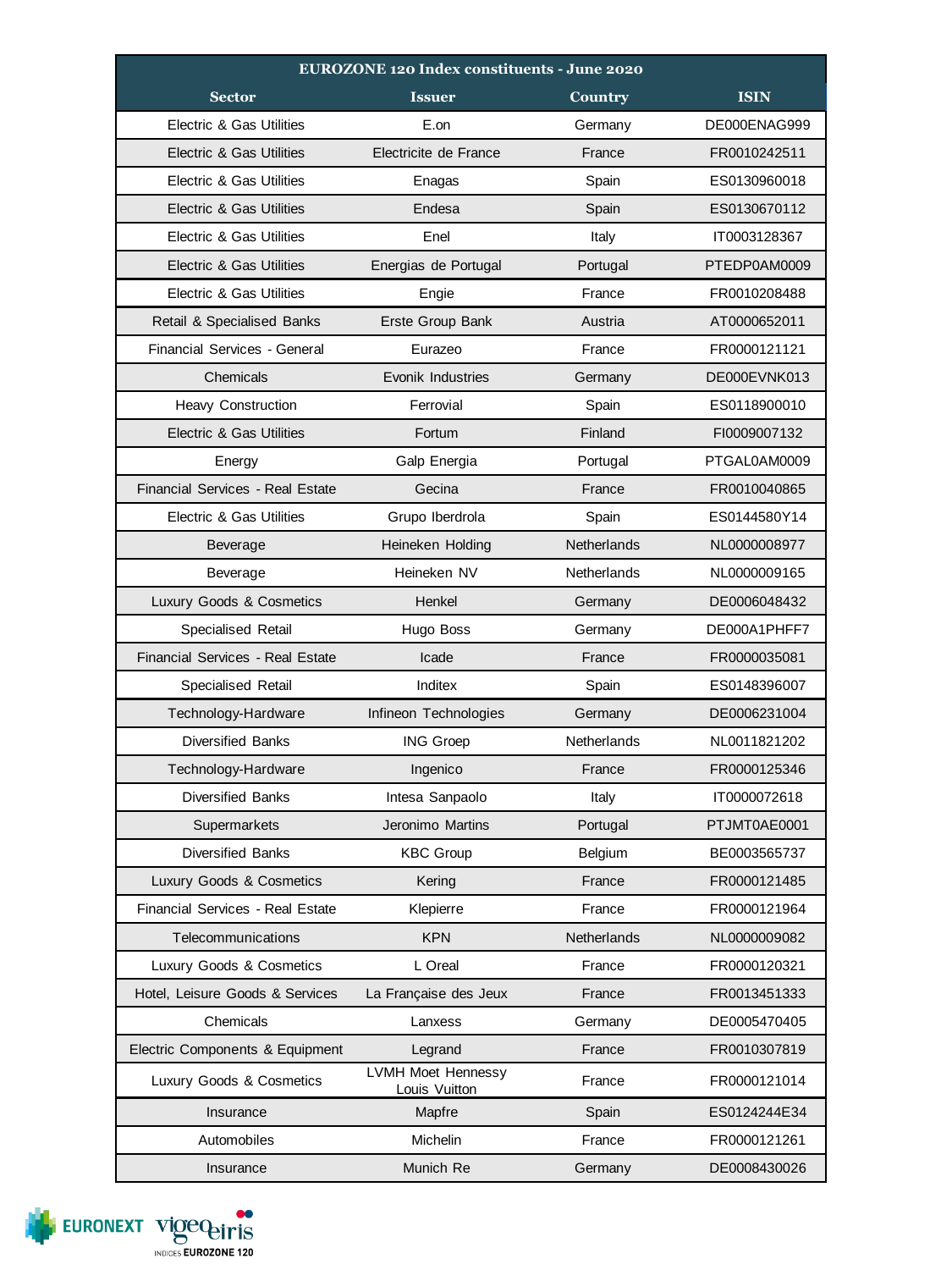| EUROZONE 120 Index constituents - June 2020 | | | |
|---|---|---|---|
| **Sector** | **Issuer** | **Country** | **ISIN** |
| Electric & Gas Utilities | E.on | Germany | DE000ENAG999 |
| Electric & Gas Utilities | Electricite de France | France | FR0010242511 |
| Electric & Gas Utilities | Enagas | Spain | ES0130960018 |
| Electric & Gas Utilities | Endesa | Spain | ES0130670112 |
| Electric & Gas Utilities | Enel | Italy | IT0003128367 |
| Electric & Gas Utilities | Energias de Portugal | Portugal | PTEDP0AM0009 |
| Electric & Gas Utilities | Engie | France | FR0010208488 |
| Retail & Specialised Banks | Erste Group Bank | Austria | AT0000652011 |
| Financial Services - General | Eurazeo | France | FR0000121121 |
| Chemicals | Evonik Industries | Germany | DE000EVNK013 |
| Heavy Construction | Ferrovial | Spain | ES0118900010 |
| Electric & Gas Utilities | Fortum | Finland | FI0009007132 |
| Energy | Galp Energia | Portugal | PTGAL0AM0009 |
| Financial Services - Real Estate | Gecina | France | FR0010040865 |
| Electric & Gas Utilities | Grupo Iberdrola | Spain | ES0144580Y14 |
| Beverage | Heineken Holding | Netherlands | NL0000008977 |
| Beverage | Heineken NV | Netherlands | NL0000009165 |
| Luxury Goods & Cosmetics | Henkel | Germany | DE0006048432 |
| Specialised Retail | Hugo Boss | Germany | DE000A1PHFF7 |
| Financial Services - Real Estate | Icade | France | FR0000035081 |
| Specialised Retail | Inditex | Spain | ES0148396007 |
| Technology-Hardware | Infineon Technologies | Germany | DE0006231004 |
| Diversified Banks | ING Groep | Netherlands | NL0011821202 |
| Technology-Hardware | Ingenico | France | FR0000125346 |
| Diversified Banks | Intesa Sanpaolo | Italy | IT0000072618 |
| Supermarkets | Jeronimo Martins | Portugal | PTJMT0AE0001 |
| Diversified Banks | KBC Group | Belgium | BE0003565737 |
| Luxury Goods & Cosmetics | Kering | France | FR0000121485 |
| Financial Services - Real Estate | Klepierre | France | FR0000121964 |
| Telecommunications | KPN | Netherlands | NL0000009082 |
| Luxury Goods & Cosmetics | L Oreal | France | FR0000120321 |
| Hotel, Leisure Goods & Services | La Française des Jeux | France | FR0013451333 |
| Chemicals | Lanxess | Germany | DE0005470405 |
| Electric Components & Equipment | Legrand | France | FR0010307819 |
| Luxury Goods & Cosmetics | LVMH Moet Hennessy Louis Vuitton | France | FR0000121014 |
| Insurance | Mapfre | Spain | ES0124244E34 |
| Automobiles | Michelin | France | FR0000121261 |
| Insurance | Munich Re | Germany | DE0008430026 |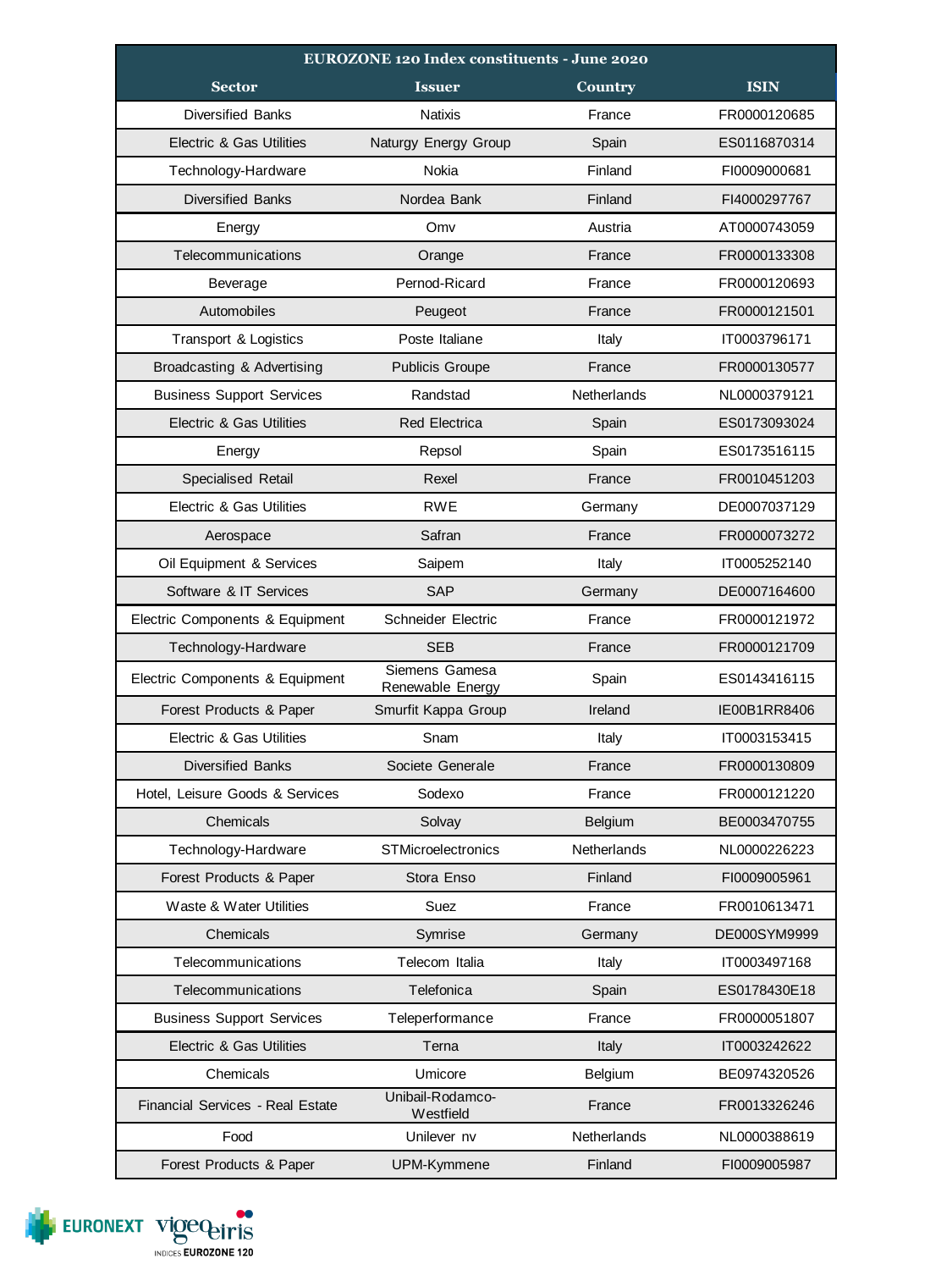| EUROZONE 120 Index constituents - June 2020 | | | |
|---|---|---|---|
| **Sector** | **Issuer** | **Country** | **ISIN** |
| Diversified Banks | Natixis | France | FR0000120685 |
| Electric & Gas Utilities | Naturgy Energy Group | Spain | ES0116870314 |
| Technology-Hardware | Nokia | Finland | FI0009000681 |
| Diversified Banks | Nordea Bank | Finland | FI4000297767 |
| Energy | Omv | Austria | AT0000743059 |
| Telecommunications | Orange | France | FR0000133308 |
| Beverage | Pernod-Ricard | France | FR0000120693 |
| Automobiles | Peugeot | France | FR0000121501 |
| Transport & Logistics | Poste Italiane | Italy | IT0003796171 |
| Broadcasting & Advertising | Publicis Groupe | France | FR0000130577 |
| Business Support Services | Randstad | Netherlands | NL0000379121 |
| Electric & Gas Utilities | Red Electrica | Spain | ES0173093024 |
| Energy | Repsol | Spain | ES0173516115 |
| Specialised Retail | Rexel | France | FR0010451203 |
| Electric & Gas Utilities | RWE | Germany | DE0007037129 |
| Aerospace | Safran | France | FR0000073272 |
| Oil Equipment & Services | Saipem | Italy | IT0005252140 |
| Software & IT Services | SAP | Germany | DE0007164600 |
| Electric Components & Equipment | Schneider Electric | France | FR0000121972 |
| Technology-Hardware | SEB | France | FR0000121709 |
| Electric Components & Equipment | Siemens Gamesa Renewable Energy | Spain | ES0143416115 |
| Forest Products & Paper | Smurfit Kappa Group | Ireland | IE00B1RR8406 |
| Electric & Gas Utilities | Snam | Italy | IT0003153415 |
| Diversified Banks | Societe Generale | France | FR0000130809 |
| Hotel, Leisure Goods & Services | Sodexo | France | FR0000121220 |
| Chemicals | Solvay | Belgium | BE0003470755 |
| Technology-Hardware | STMicroelectronics | Netherlands | NL0000226223 |
| Forest Products & Paper | Stora Enso | Finland | FI0009005961 |
| Waste & Water Utilities | Suez | France | FR0010613471 |
| Chemicals | Symrise | Germany | DE000SYM9999 |
| Telecommunications | Telecom Italia | Italy | IT0003497168 |
| Telecommunications | Telefonica | Spain | ES0178430E18 |
| Business Support Services | Teleperformance | France | FR0000051807 |
| Electric & Gas Utilities | Terna | Italy | IT0003242622 |
| Chemicals | Umicore | Belgium | BE0974320526 |
| Financial Services - Real Estate | Unibail-Rodamco-Westfield | France | FR0013326246 |
| Food | Unilever nv | Netherlands | NL0000388619 |
| Forest Products & Paper | UPM-Kymmene | Finland | FI0009005987 |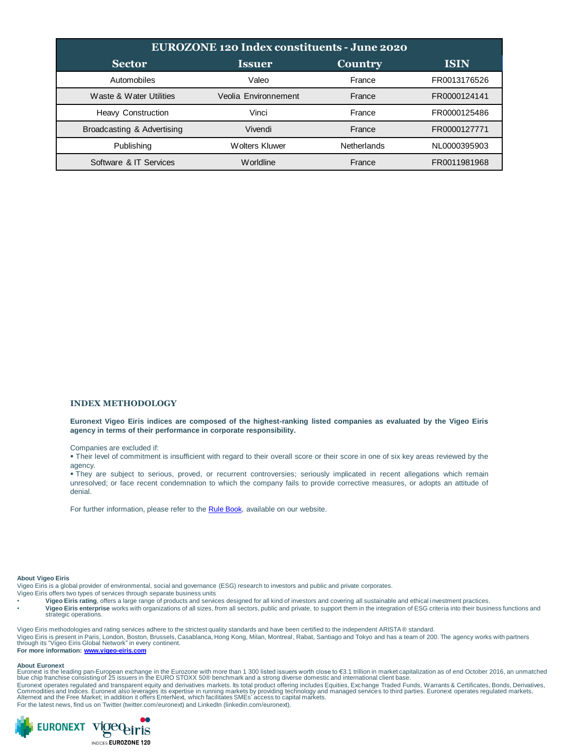| EUROZONE 120 Index constituents - June 2020 | | | |
|---|---|---|---|
| **Sector** | **Issuer** | **Country** | **ISIN** |
| Automobiles | Valeo | France | FR0013176526 |
| Waste & Water Utilities | Veolia Environnement | France | FR0000124141 |
| Heavy Construction | Vinci | France | FR0000125486 |
| Broadcasting & Advertising | Vivendi | France | FR0000127771 |
| Publishing | Wolters Kluwer | Netherlands | NL0000395903 |
| Software & IT Services | Worldline | France | FR0011981968 |

## INDEX METHODOLOGY

**Euronext Vigeo Eiris indices are composed of the highest-ranking listed companies as evaluated by the Vigeo Eiris agency in terms of their performance in corporate responsibility.**

Companies are excluded if:

- Their level of commitment is insufficient with regard to their overall score or their score in one of six key areas reviewed by the agency.
- They are subject to serious, proved, or recurrent controversies; seriously implicated in recent allegations which remain unresolved; or face recent condemnation to which the company fails to provide corrective measures, or adopts an attitude of denial.

For further information, please refer to the Rule Book, available on our website.

**About Vigeo Eiris**

Vigeo Eiris is a global provider of environmental, social and governance (ESG) research to investors and public and private corporates.

Vigeo Eiris offers two types of services through separate business units

- **Vigeo Eiris rating**, offers a large range of products and services designed for all kind of investors and covering all sustainable and ethical investment practices.
- **Vigeo Eiris enterprise** works with organizations of all sizes, from all sectors, public and private, to support them in the integration of ESG criteria into their business functions and strategic operations.

Vigeo Eiris methodologies and rating services adhere to the strictest quality standards and have been certified to the independent ARISTA® standard.

Vigeo Eiris is present in Paris, London, Boston, Brussels, Casablanca, Hong Kong, Milan, Montreal, Rabat, Santiago and Tokyo and has a team of 200. The agency works with partners through its "Vigeo Eiris Global Network" in every continent.

**For more information: www.vigeo-eiris.com**

**About Euronext**

Euronext is the leading pan-European exchange in the Eurozone with more than 1 300 listed issuers worth close to €3.1 trillion in market capitalization as of end October 2016, an unmatched blue chip franchise consisting of 25 issuers in the EURO STOXX 50® benchmark and a strong diverse domestic and international client base.

Euronext operates regulated and transparent equity and derivatives markets. Its total product offering includes Equities, Exchange Traded Funds, Warrants & Certificates, Bonds, Derivatives, Commodities and Indices. Euronext also leverages its expertise in running markets by providing technology and managed services to third parties. Euronext operates regulated markets, Alternext and the Free Market; in addition it offers EnterNext, which facilitates SMEs' access to capital markets.

For the latest news, find us on Twitter (twitter.com/euronext) and LinkedIn (linkedin.com/euronext).

EURONEXT vigeo eiris INDICES EUROZONE 120